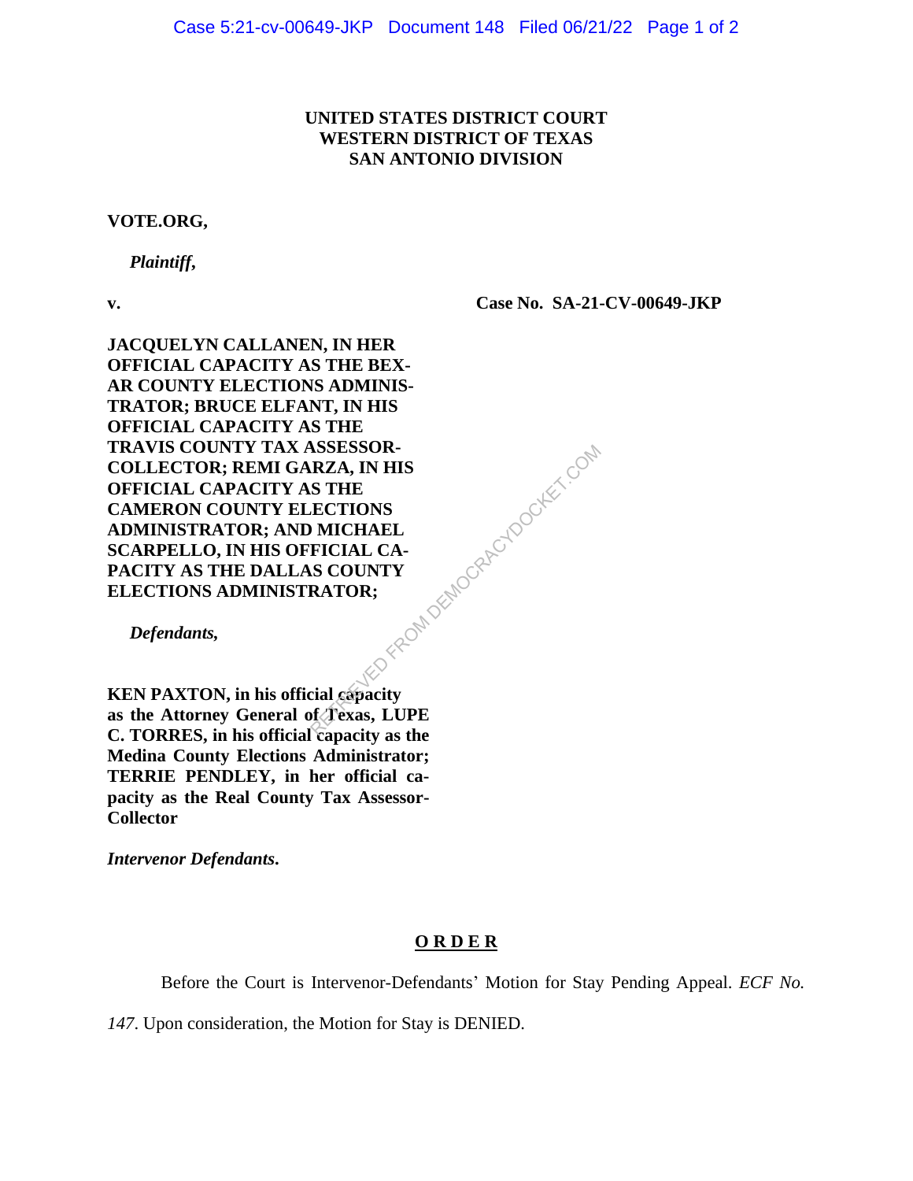**UNITED STATES DISTRICT COURT**
**WESTERN DISTRICT OF TEXAS**
**SAN ANTONIO DIVISION**

**VOTE.ORG,**

***Plaintiff,***

**v.** **Case No. SA-21-CV-00649-JKP**

**JACQUELYN CALLANEN, IN HER OFFICIAL CAPACITY AS THE BEXAR COUNTY ELECTIONS ADMINISTRATOR; BRUCE ELFANT, IN HIS OFFICIAL CAPACITY AS THE TRAVIS COUNTY TAX ASSESSOR-COLLECTOR; REMI GARZA, IN HIS OFFICIAL CAPACITY AS THE CAMERON COUNTY ELECTIONS ADMINISTRATOR; AND MICHAEL SCARPELLO, IN HIS OFFICIAL CAPACITY AS THE DALLAS COUNTY ELECTIONS ADMINISTRATOR;**

***Defendants,***

**KEN PAXTON, in his official capacity as the Attorney General of Texas, LUPE C. TORRES, in his official capacity as the Medina County Elections Administrator; TERRIE PENDLEY, in her official capacity as the Real County Tax Assessor-Collector**

***Intervenor Defendants.***

**O R D E R**

Before the Court is Intervenor-Defendants' Motion for Stay Pending Appeal. *ECF No. 147*. Upon consideration, the Motion for Stay is DENIED.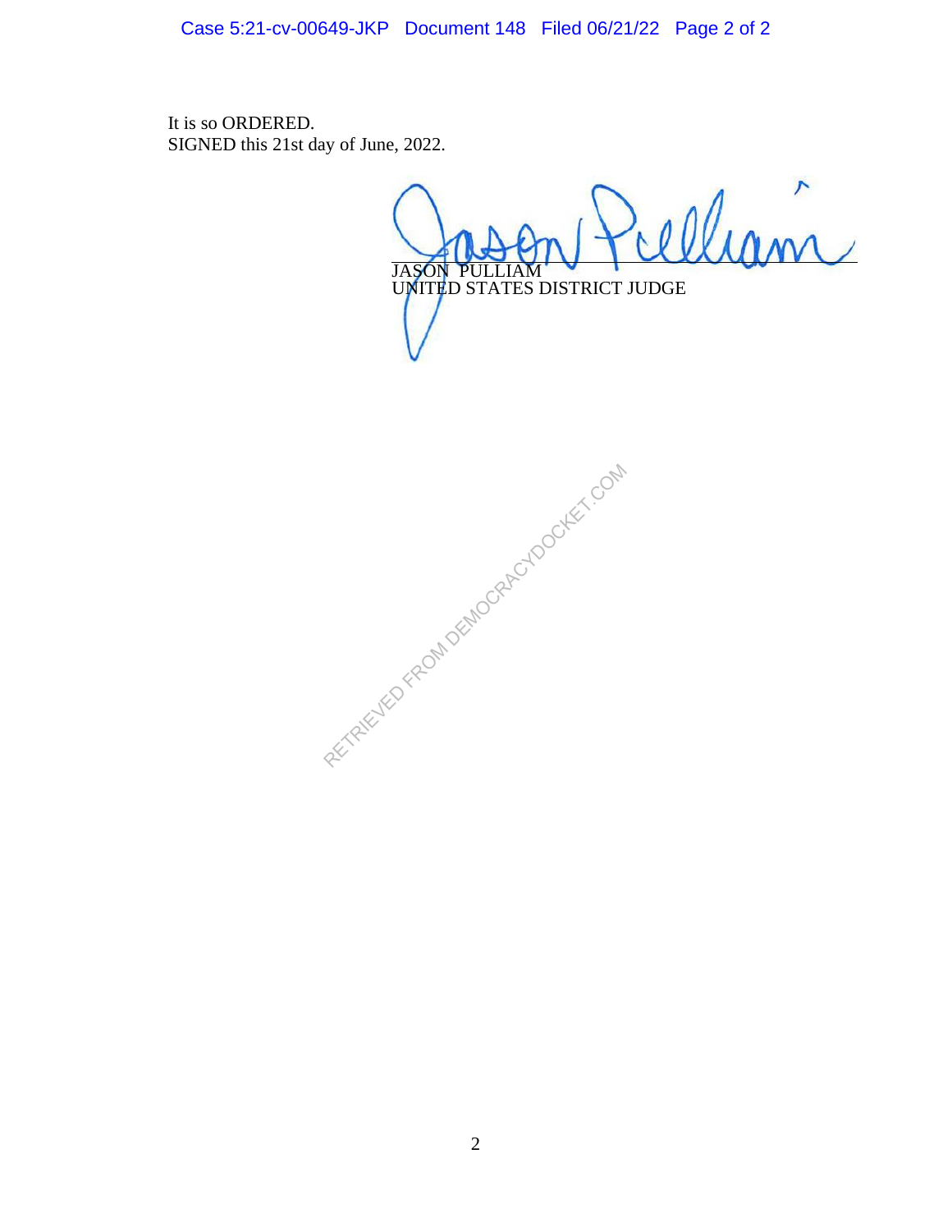It is so ORDERED.
SIGNED this 21st day of June, 2022.

JASON PULLIAM
UNITED STATES DISTRICT JUDGE